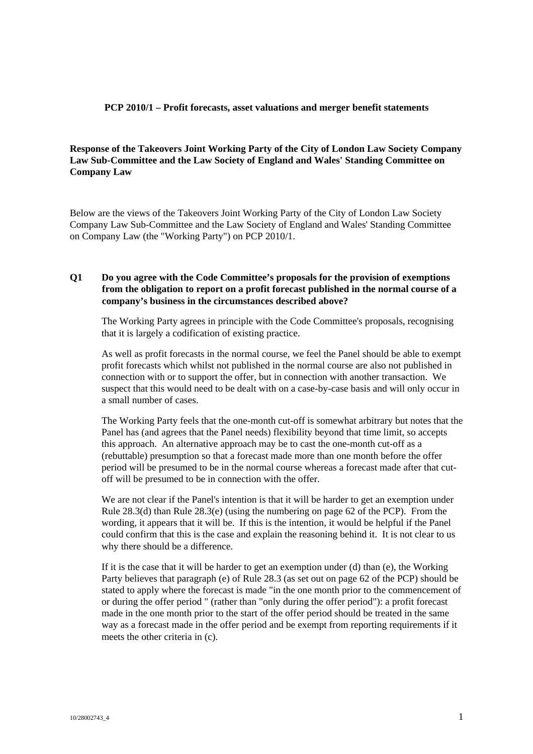**PCP 2010/1 – Profit forecasts, asset valuations and merger benefit statements**

**Response of the Takeovers Joint Working Party of the City of London Law Society Company Law Sub-Committee and the Law Society of England and Wales' Standing Committee on Company Law**

Below are the views of the Takeovers Joint Working Party of the City of London Law Society Company Law Sub-Committee and the Law Society of England and Wales' Standing Committee on Company Law (the "Working Party") on PCP 2010/1.

**Q1 Do you agree with the Code Committee's proposals for the provision of exemptions from the obligation to report on a profit forecast published in the normal course of a company's business in the circumstances described above?**

The Working Party agrees in principle with the Code Committee's proposals, recognising that it is largely a codification of existing practice.

As well as profit forecasts in the normal course, we feel the Panel should be able to exempt profit forecasts which whilst not published in the normal course are also not published in connection with or to support the offer, but in connection with another transaction. We suspect that this would need to be dealt with on a case-by-case basis and will only occur in a small number of cases.

The Working Party feels that the one-month cut-off is somewhat arbitrary but notes that the Panel has (and agrees that the Panel needs) flexibility beyond that time limit, so accepts this approach. An alternative approach may be to cast the one-month cut-off as a (rebuttable) presumption so that a forecast made more than one month before the offer period will be presumed to be in the normal course whereas a forecast made after that cut-off will be presumed to be in connection with the offer.

We are not clear if the Panel's intention is that it will be harder to get an exemption under Rule 28.3(d) than Rule 28.3(e) (using the numbering on page 62 of the PCP). From the wording, it appears that it will be. If this is the intention, it would be helpful if the Panel could confirm that this is the case and explain the reasoning behind it. It is not clear to us why there should be a difference.

If it is the case that it will be harder to get an exemption under (d) than (e), the Working Party believes that paragraph (e) of Rule 28.3 (as set out on page 62 of the PCP) should be stated to apply where the forecast is made "in the one month prior to the commencement of or during the offer period " (rather than "only during the offer period"): a profit forecast made in the one month prior to the start of the offer period should be treated in the same way as a forecast made in the offer period and be exempt from reporting requirements if it meets the other criteria in (c).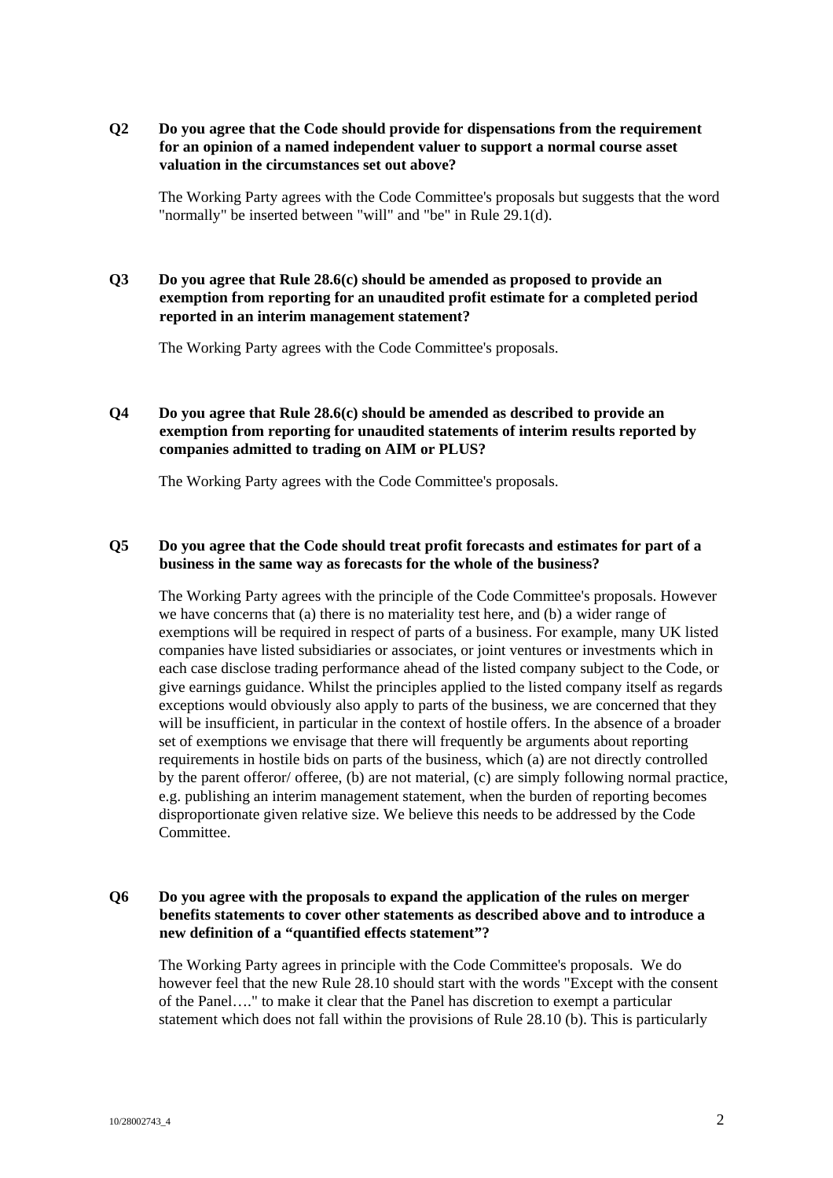**Q2 Do you agree that the Code should provide for dispensations from the requirement for an opinion of a named independent valuer to support a normal course asset valuation in the circumstances set out above?**

The Working Party agrees with the Code Committee's proposals but suggests that the word "normally" be inserted between "will" and "be" in Rule 29.1(d).

**Q3 Do you agree that Rule 28.6(c) should be amended as proposed to provide an exemption from reporting for an unaudited profit estimate for a completed period reported in an interim management statement?**

The Working Party agrees with the Code Committee's proposals.

**Q4 Do you agree that Rule 28.6(c) should be amended as described to provide an exemption from reporting for unaudited statements of interim results reported by companies admitted to trading on AIM or PLUS?**

The Working Party agrees with the Code Committee's proposals.

**Q5 Do you agree that the Code should treat profit forecasts and estimates for part of a business in the same way as forecasts for the whole of the business?**

The Working Party agrees with the principle of the Code Committee's proposals. However we have concerns that (a) there is no materiality test here, and (b) a wider range of exemptions will be required in respect of parts of a business. For example, many UK listed companies have listed subsidiaries or associates, or joint ventures or investments which in each case disclose trading performance ahead of the listed company subject to the Code, or give earnings guidance. Whilst the principles applied to the listed company itself as regards exceptions would obviously also apply to parts of the business, we are concerned that they will be insufficient, in particular in the context of hostile offers. In the absence of a broader set of exemptions we envisage that there will frequently be arguments about reporting requirements in hostile bids on parts of the business, which (a) are not directly controlled by the parent offeror/ offeree, (b) are not material, (c) are simply following normal practice, e.g. publishing an interim management statement, when the burden of reporting becomes disproportionate given relative size. We believe this needs to be addressed by the Code Committee.

**Q6 Do you agree with the proposals to expand the application of the rules on merger benefits statements to cover other statements as described above and to introduce a new definition of a "quantified effects statement"?**

The Working Party agrees in principle with the Code Committee's proposals. We do however feel that the new Rule 28.10 should start with the words "Except with the consent of the Panel…." to make it clear that the Panel has discretion to exempt a particular statement which does not fall within the provisions of Rule 28.10 (b). This is particularly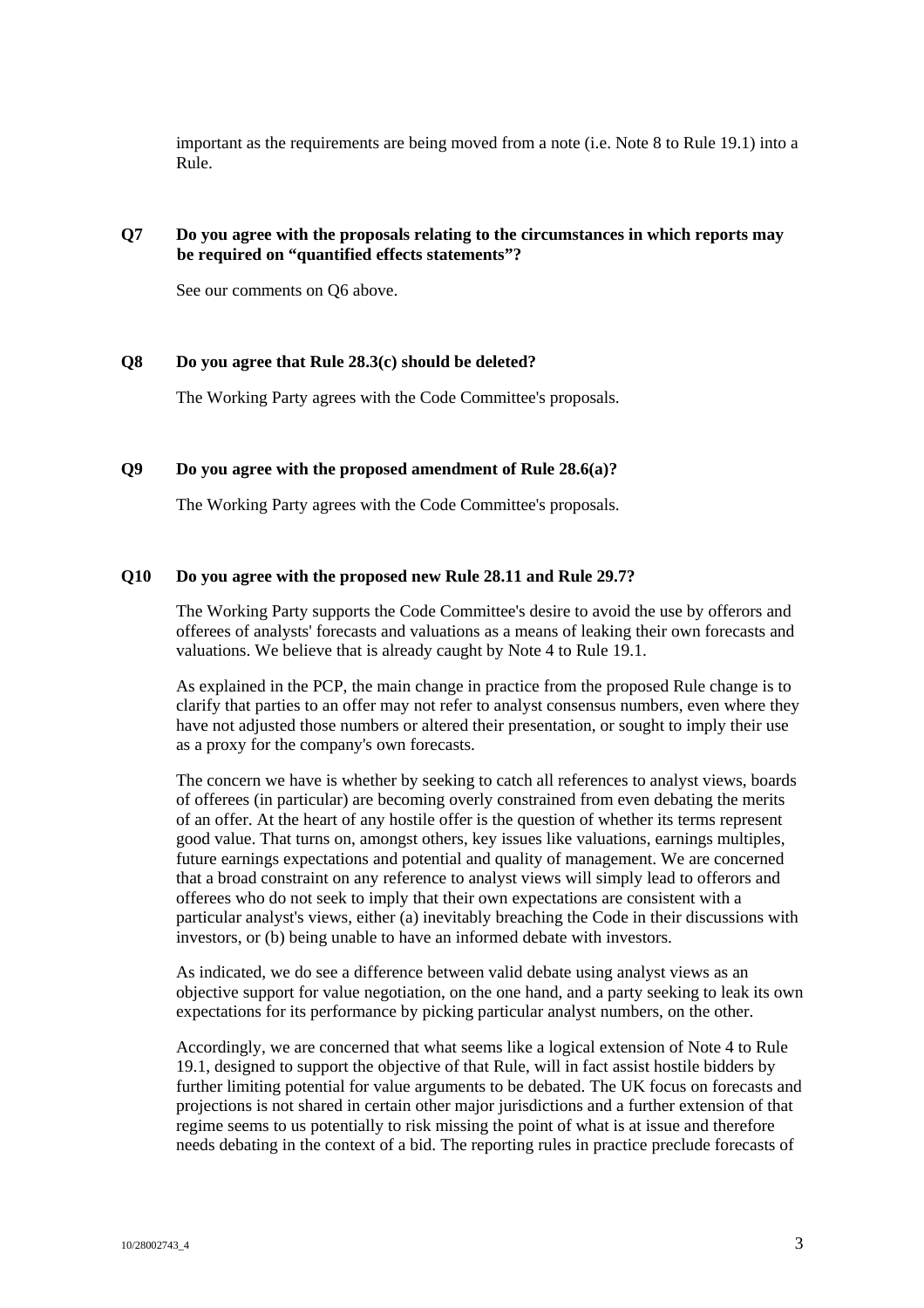important as the requirements are being moved from a note (i.e. Note 8 to Rule 19.1) into a Rule.

**Q7 Do you agree with the proposals relating to the circumstances in which reports may be required on "quantified effects statements"?**

See our comments on Q6 above.

**Q8 Do you agree that Rule 28.3(c) should be deleted?**

The Working Party agrees with the Code Committee's proposals.

**Q9 Do you agree with the proposed amendment of Rule 28.6(a)?**

The Working Party agrees with the Code Committee's proposals.

**Q10 Do you agree with the proposed new Rule 28.11 and Rule 29.7?**

The Working Party supports the Code Committee's desire to avoid the use by offerors and offerees of analysts' forecasts and valuations as a means of leaking their own forecasts and valuations. We believe that is already caught by Note 4 to Rule 19.1.

As explained in the PCP, the main change in practice from the proposed Rule change is to clarify that parties to an offer may not refer to analyst consensus numbers, even where they have not adjusted those numbers or altered their presentation, or sought to imply their use as a proxy for the company's own forecasts.

The concern we have is whether by seeking to catch all references to analyst views, boards of offerees (in particular) are becoming overly constrained from even debating the merits of an offer. At the heart of any hostile offer is the question of whether its terms represent good value. That turns on, amongst others, key issues like valuations, earnings multiples, future earnings expectations and potential and quality of management. We are concerned that a broad constraint on any reference to analyst views will simply lead to offerors and offerees who do not seek to imply that their own expectations are consistent with a particular analyst's views, either (a) inevitably breaching the Code in their discussions with investors, or (b) being unable to have an informed debate with investors.

As indicated, we do see a difference between valid debate using analyst views as an objective support for value negotiation, on the one hand, and a party seeking to leak its own expectations for its performance by picking particular analyst numbers, on the other.

Accordingly, we are concerned that what seems like a logical extension of Note 4 to Rule 19.1, designed to support the objective of that Rule, will in fact assist hostile bidders by further limiting potential for value arguments to be debated. The UK focus on forecasts and projections is not shared in certain other major jurisdictions and a further extension of that regime seems to us potentially to risk missing the point of what is at issue and therefore needs debating in the context of a bid. The reporting rules in practice preclude forecasts of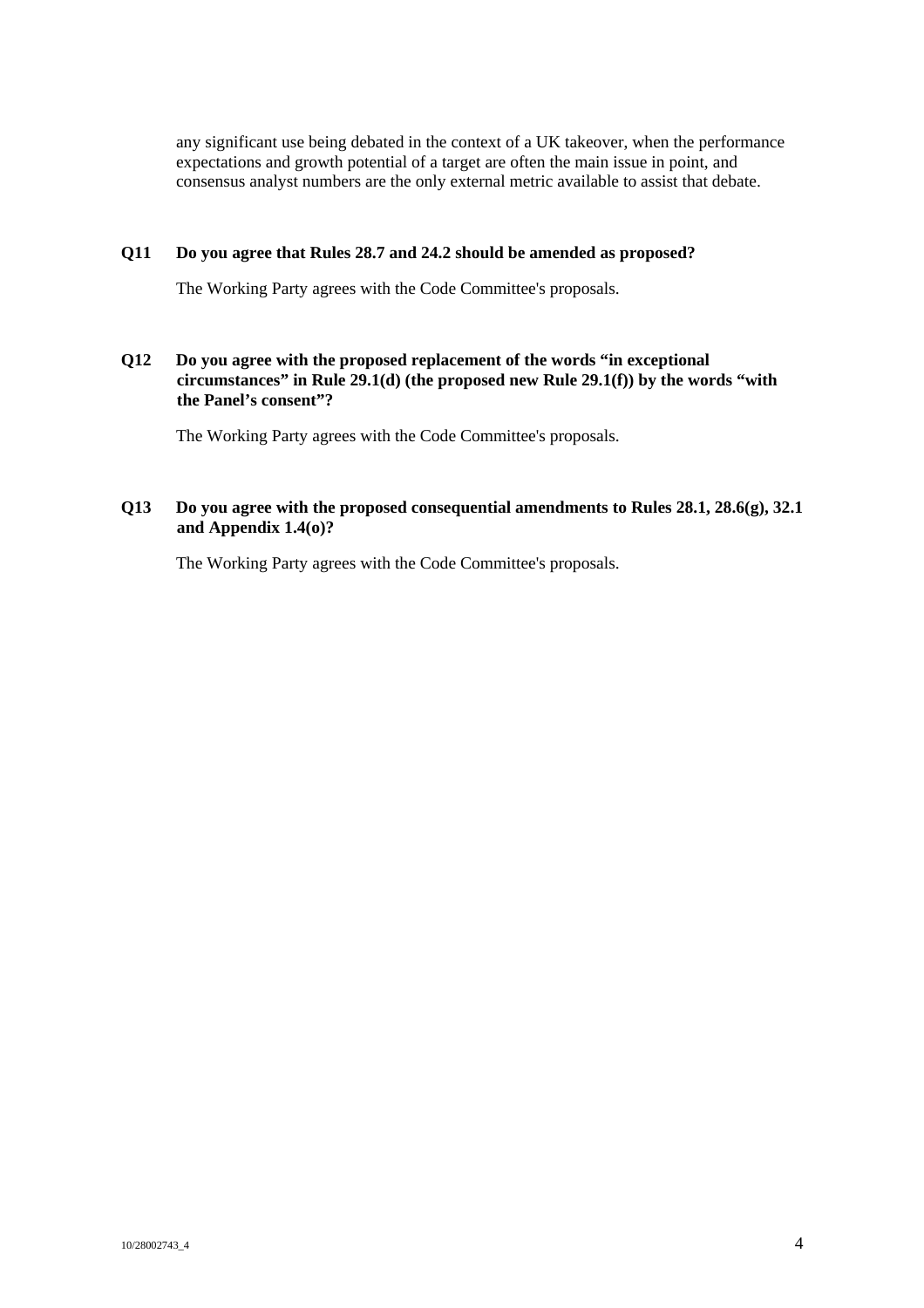any significant use being debated in the context of a UK takeover, when the performance expectations and growth potential of a target are often the main issue in point, and consensus analyst numbers are the only external metric available to assist that debate.

**Q11 Do you agree that Rules 28.7 and 24.2 should be amended as proposed?**

The Working Party agrees with the Code Committee's proposals.

**Q12 Do you agree with the proposed replacement of the words "in exceptional circumstances" in Rule 29.1(d) (the proposed new Rule 29.1(f)) by the words "with the Panel's consent"?**

The Working Party agrees with the Code Committee's proposals.

**Q13 Do you agree with the proposed consequential amendments to Rules 28.1, 28.6(g), 32.1 and Appendix 1.4(o)?**

The Working Party agrees with the Code Committee's proposals.